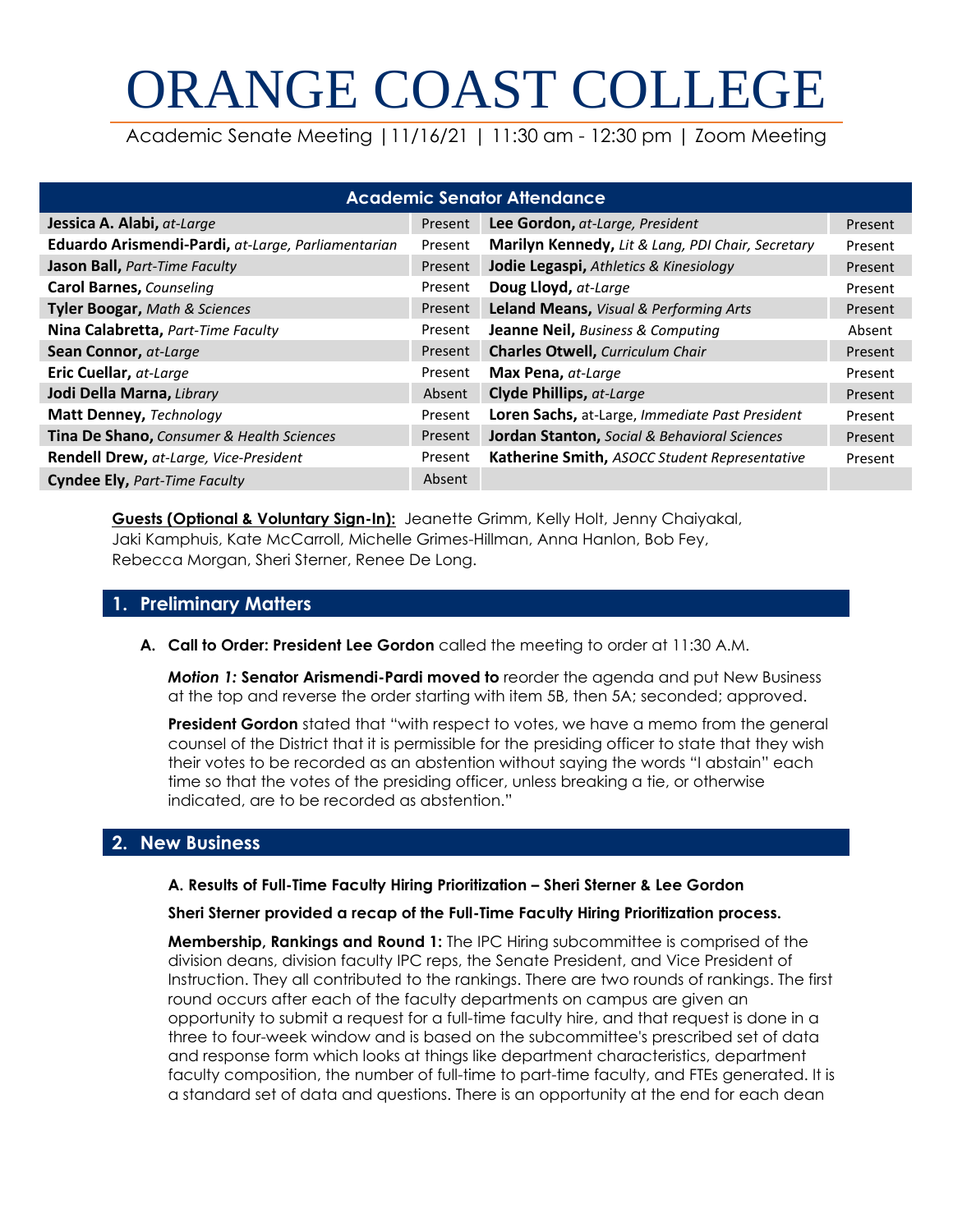# ORANGE COAST COLLEGE

Academic Senate Meeting |11/16/21 | 11:30 am - 12:30 pm | Zoom Meeting

| Academic Senator Attendance | | | |
|---|---|---|---|
| **Jessica A. Alabi,** *at-Large* | Present | **Lee Gordon,** *at-Large, President* | Present |
| **Eduardo Arismendi-Pardi,** *at-Large, Parliamentarian* | Present | **Marilyn Kennedy,** *Lit & Lang, PDI Chair, Secretary* | Present |
| **Jason Ball,** *Part-Time Faculty* | Present | **Jodie Legaspi,** *Athletics & Kinesiology* | Present |
| **Carol Barnes,** *Counseling* | Present | **Doug Lloyd,** *at-Large* | Present |
| **Tyler Boogar,** *Math & Sciences* | Present | **Leland Means,** *Visual & Performing Arts* | Present |
| **Nina Calabretta,** *Part-Time Faculty* | Present | **Jeanne Neil,** *Business & Computing* | Absent |
| **Sean Connor,** *at-Large* | Present | **Charles Otwell,** *Curriculum Chair* | Present |
| **Eric Cuellar,** *at-Large* | Present | **Max Pena,** *at-Large* | Present |
| **Jodi Della Marna,** *Library* | Absent | **Clyde Phillips,** *at-Large* | Present |
| **Matt Denney,** *Technology* | Present | **Loren Sachs,** at-Large, *Immediate Past President* | Present |
| **Tina De Shano,** *Consumer & Health Sciences* | Present | **Jordan Stanton,** *Social & Behavioral Sciences* | Present |
| **Rendell Drew,** *at-Large, Vice-President* | Present | **Katherine Smith,** *ASOCC Student Representative* | Present |
| **Cyndee Ely,** *Part-Time Faculty* | Absent | | |

**Guests (Optional & Voluntary Sign-In):** Jeanette Grimm, Kelly Holt, Jenny Chaiyakal, Jaki Kamphuis, Kate McCarroll, Michelle Grimes-Hillman, Anna Hanlon, Bob Fey, Rebecca Morgan, Sheri Sterner, Renee De Long.

## 1. Preliminary Matters

**A. Call to Order: President Lee Gordon** called the meeting to order at 11:30 A.M.

***Motion 1:*** **Senator Arismendi-Pardi moved to** reorder the agenda and put New Business at the top and reverse the order starting with item 5B, then 5A; seconded; approved.

**President Gordon** stated that "with respect to votes, we have a memo from the general counsel of the District that it is permissible for the presiding officer to state that they wish their votes to be recorded as an abstention without saying the words "I abstain" each time so that the votes of the presiding officer, unless breaking a tie, or otherwise indicated, are to be recorded as abstention."

## 2. New Business

**A. Results of Full-Time Faculty Hiring Prioritization – Sheri Sterner & Lee Gordon**

**Sheri Sterner provided a recap of the Full-Time Faculty Hiring Prioritization process.**

**Membership, Rankings and Round 1:** The IPC Hiring subcommittee is comprised of the division deans, division faculty IPC reps, the Senate President, and Vice President of Instruction. They all contributed to the rankings. There are two rounds of rankings. The first round occurs after each of the faculty departments on campus are given an opportunity to submit a request for a full-time faculty hire, and that request is done in a three to four-week window and is based on the subcommittee's prescribed set of data and response form which looks at things like department characteristics, department faculty composition, the number of full-time to part-time faculty, and FTEs generated. It is a standard set of data and questions. There is an opportunity at the end for each dean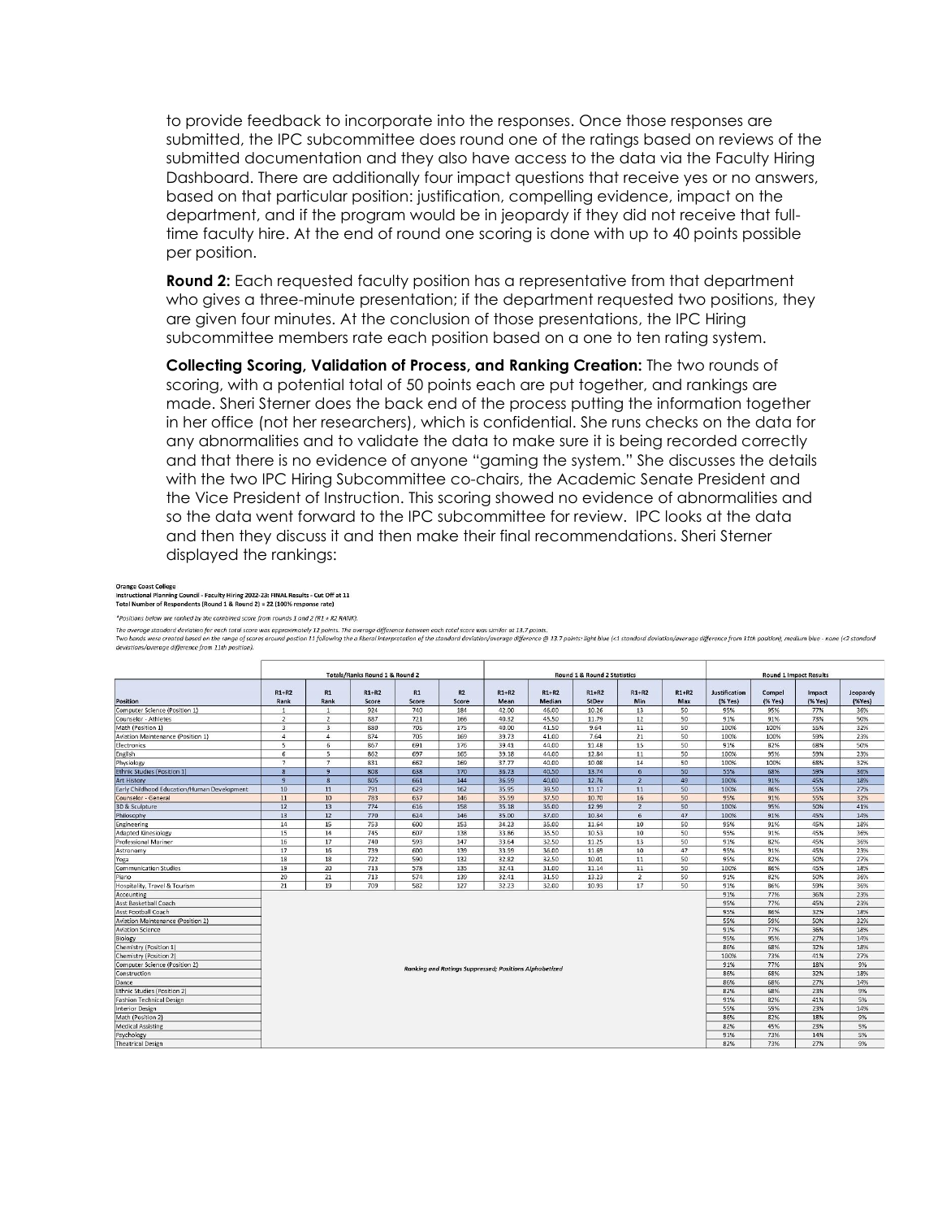to provide feedback to incorporate into the responses. Once those responses are submitted, the IPC subcommittee does round one of the ratings based on reviews of the submitted documentation and they also have access to the data via the Faculty Hiring Dashboard. There are additionally four impact questions that receive yes or no answers, based on that particular position: justification, compelling evidence, impact on the department, and if the program would be in jeopardy if they did not receive that full-time faculty hire. At the end of round one scoring is done with up to 40 points possible per position.

**Round 2:** Each requested faculty position has a representative from that department who gives a three-minute presentation; if the department requested two positions, they are given four minutes. At the conclusion of those presentations, the IPC Hiring subcommittee members rate each position based on a one to ten rating system.

**Collecting Scoring, Validation of Process, and Ranking Creation:** The two rounds of scoring, with a potential total of 50 points each are put together, and rankings are made. Sheri Sterner does the back end of the process putting the information together in her office (not her researchers), which is confidential. She runs checks on the data for any abnormalities and to validate the data to make sure it is being recorded correctly and that there is no evidence of anyone "gaming the system." She discusses the details with the two IPC Hiring Subcommittee co-chairs, the Academic Senate President and the Vice President of Instruction. This scoring showed no evidence of abnormalities and so the data went forward to the IPC subcommittee for review. IPC looks at the data and then they discuss it and then make their final recommendations. Sheri Sterner displayed the rankings:

**Orange Coast College**
**Instructional Planning Council - Faculty Hiring 2022-23: FINAL Results - Cut Off at 11**
**Total Number of Respondents (Round 1 & Round 2) = 22 (100% response rate)**

*\*Positions below are ranked by the combined score from rounds 1 and 2 (R1 + R2 RANK).*

*The average standard deviation for each total score was approximately 12 points. The average difference between each total score was similar at 13.7 points.*
*Two bands were created based on the range of scores around position 11 following the a liberal interpretation of the standard deviation/average difference @ 13.7 points: light blue (<1 standard deviation/average difference from 11th position), medium blue - none (<2 standard deviations/average difference from 11th position).*

| | Totals/Ranks Round 1 & Round 2 | | | | | Round 1 & Round 2 Statistics | | | | | Round 1 Impact Results | | | |
|---|---|---|---|---|---|---|---|---|---|---|---|---|---|---|
| Position | R1+R2 Rank | R1 Rank | R1+R2 Score | R1 Score | R2 Score | R1+R2 Mean | R1+R2 Median | R1+R2 StDev | R1+R2 Min | R1+R2 Max | Justification (% Yes) | Compel (% Yes) | Impact (% Yes) | Jeopardy (%Yes) |
| Computer Science (Position 1) | 1 | 1 | 924 | 740 | 184 | 42.00 | 46.00 | 10.26 | 13 | 50 | 95% | 95% | 77% | 36% |
| Counselor - Athletics | 2 | 2 | 887 | 721 | 166 | 40.32 | 45.50 | 11.79 | 12 | 50 | 91% | 91% | 73% | 50% |
| Math (Position 1) | 3 | 3 | 880 | 705 | 175 | 40.00 | 41.50 | 9.64 | 11 | 50 | 100% | 100% | 55% | 32% |
| Aviation Maintenance (Position 1) | 4 | 4 | 874 | 705 | 169 | 39.73 | 41.00 | 7.64 | 21 | 50 | 100% | 100% | 59% | 23% |
| Electronics | 5 | 6 | 867 | 691 | 176 | 39.41 | 44.00 | 13.48 | 15 | 50 | 91% | 82% | 68% | 50% |
| English | 6 | 5 | 862 | 697 | 165 | 39.18 | 44.00 | 12.84 | 11 | 50 | 100% | 95% | 59% | 23% |
| Physiology | 7 | 7 | 831 | 662 | 169 | 37.77 | 40.00 | 10.08 | 14 | 50 | 100% | 100% | 68% | 32% |
| Ethnic Studies (Position 1) | 8 | 9 | 808 | 638 | 170 | 36.73 | 40.50 | 13.74 | 6 | 50 | 55% | 68% | 59% | 36% |
| Art History | 9 | 8 | 805 | 661 | 144 | 36.59 | 40.00 | 12.76 | 2 | 49 | 100% | 91% | 45% | 18% |
| Early Childhood Education/Human Development | 10 | 11 | 791 | 629 | 162 | 35.95 | 39.50 | 11.17 | 11 | 50 | 100% | 86% | 55% | 27% |
| Counselor - General | 11 | 10 | 783 | 637 | 146 | 35.59 | 37.50 | 10.70 | 16 | 50 | 95% | 91% | 55% | 32% |
| 3D & Sculpture | 12 | 13 | 774 | 616 | 158 | 35.18 | 35.00 | 12.99 | 2 | 50 | 100% | 95% | 50% | 41% |
| Philosophy | 13 | 12 | 770 | 624 | 146 | 35.00 | 37.00 | 10.34 | 6 | 47 | 100% | 91% | 45% | 14% |
| Engineering | 14 | 15 | 753 | 600 | 153 | 34.23 | 35.00 | 11.64 | 10 | 50 | 95% | 91% | 45% | 18% |
| Adapted Kinesiology | 15 | 14 | 745 | 607 | 138 | 33.86 | 35.50 | 10.53 | 10 | 50 | 95% | 91% | 45% | 36% |
| Professional Mariner | 16 | 17 | 740 | 593 | 147 | 33.64 | 32.50 | 11.25 | 13 | 50 | 91% | 82% | 45% | 36% |
| Astronomy | 17 | 16 | 739 | 600 | 139 | 33.59 | 36.00 | 11.69 | 10 | 47 | 95% | 91% | 45% | 23% |
| Yoga | 18 | 18 | 722 | 590 | 132 | 32.82 | 32.50 | 10.01 | 11 | 50 | 95% | 82% | 50% | 27% |
| Communication Studies | 19 | 20 | 713 | 578 | 135 | 32.41 | 31.00 | 11.14 | 11 | 50 | 100% | 86% | 45% | 18% |
| Piano | 20 | 21 | 713 | 574 | 139 | 32.41 | 31.50 | 13.23 | 2 | 50 | 91% | 82% | 50% | 36% |
| Hospitality, Travel & Tourism | 21 | 19 | 709 | 582 | 127 | 32.23 | 32.00 | 10.93 | 17 | 50 | 91% | 86% | 59% | 36% |
| Accounting | *Ranking and Ratings Suppressed; Positions Alphabetized* | | | | | | | | | | 91% | 77% | 36% | 23% |
| Asst Basketball Coach | | | | | | | | | | | 95% | 77% | 45% | 23% |
| Asst Football Coach | | | | | | | | | | | 95% | 86% | 32% | 18% |
| Aviation Maintenance (Position 2) | | | | | | | | | | | 55% | 59% | 50% | 32% |
| Aviation Science | | | | | | | | | | | 91% | 77% | 36% | 18% |
| Biology | | | | | | | | | | | 95% | 95% | 27% | 14% |
| Chemistry (Position 1) | | | | | | | | | | | 86% | 68% | 32% | 18% |
| Chemistry (Position 2) | | | | | | | | | | | 100% | 73% | 41% | 27% |
| Computer Science (Position 2) | | | | | | | | | | | 91% | 77% | 18% | 9% |
| Construction | | | | | | | | | | | 86% | 68% | 32% | 18% |
| Dance | | | | | | | | | | | 86% | 68% | 27% | 14% |
| Ethnic Studies (Position 2) | | | | | | | | | | | 82% | 68% | 23% | 9% |
| Fashion Technical Design | | | | | | | | | | | 91% | 82% | 41% | 5% |
| Interior Design | | | | | | | | | | | 55% | 59% | 23% | 14% |
| Math (Position 2) | | | | | | | | | | | 86% | 82% | 18% | 9% |
| Medical Assisting | | | | | | | | | | | 82% | 45% | 23% | 5% |
| Psychology | | | | | | | | | | | 91% | 73% | 14% | 5% |
| Theatrical Design | | | | | | | | | | | 82% | 73% | 27% | 9% |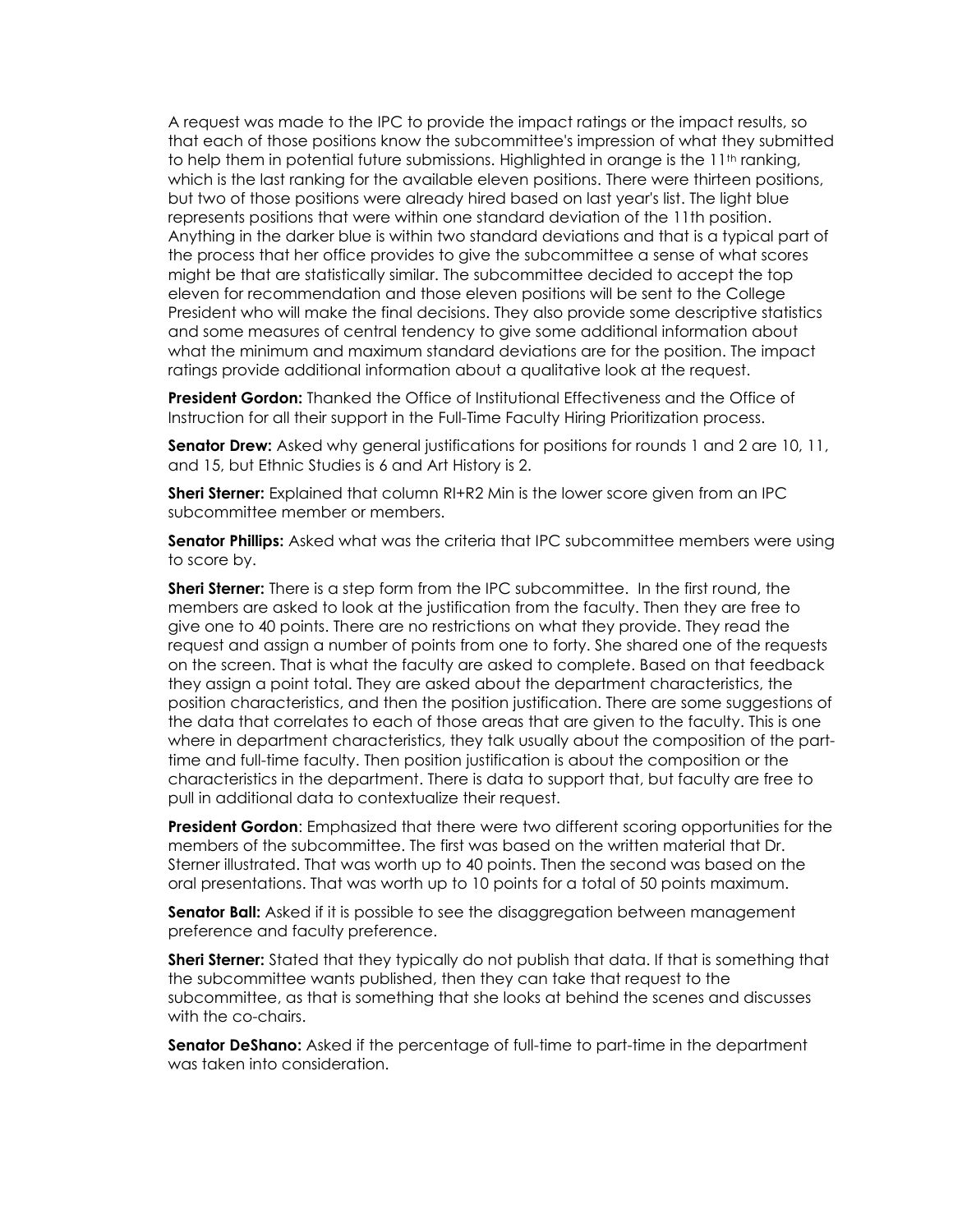A request was made to the IPC to provide the impact ratings or the impact results, so that each of those positions know the subcommittee's impression of what they submitted to help them in potential future submissions. Highlighted in orange is the 11th ranking, which is the last ranking for the available eleven positions. There were thirteen positions, but two of those positions were already hired based on last year's list. The light blue represents positions that were within one standard deviation of the 11th position. Anything in the darker blue is within two standard deviations and that is a typical part of the process that her office provides to give the subcommittee a sense of what scores might be that are statistically similar. The subcommittee decided to accept the top eleven for recommendation and those eleven positions will be sent to the College President who will make the final decisions. They also provide some descriptive statistics and some measures of central tendency to give some additional information about what the minimum and maximum standard deviations are for the position. The impact ratings provide additional information about a qualitative look at the request.

**President Gordon:** Thanked the Office of Institutional Effectiveness and the Office of Instruction for all their support in the Full-Time Faculty Hiring Prioritization process.

**Senator Drew:** Asked why general justifications for positions for rounds 1 and 2 are 10, 11, and 15, but Ethnic Studies is 6 and Art History is 2.

**Sheri Sterner:** Explained that column RI+R2 Min is the lower score given from an IPC subcommittee member or members.

**Senator Phillips:** Asked what was the criteria that IPC subcommittee members were using to score by.

**Sheri Sterner:** There is a step form from the IPC subcommittee. In the first round, the members are asked to look at the justification from the faculty. Then they are free to give one to 40 points. There are no restrictions on what they provide. They read the request and assign a number of points from one to forty. She shared one of the requests on the screen. That is what the faculty are asked to complete. Based on that feedback they assign a point total. They are asked about the department characteristics, the position characteristics, and then the position justification. There are some suggestions of the data that correlates to each of those areas that are given to the faculty. This is one where in department characteristics, they talk usually about the composition of the part-time and full-time faculty. Then position justification is about the composition or the characteristics in the department. There is data to support that, but faculty are free to pull in additional data to contextualize their request.

**President Gordon**: Emphasized that there were two different scoring opportunities for the members of the subcommittee. The first was based on the written material that Dr. Sterner illustrated. That was worth up to 40 points. Then the second was based on the oral presentations. That was worth up to 10 points for a total of 50 points maximum.

**Senator Ball:** Asked if it is possible to see the disaggregation between management preference and faculty preference.

**Sheri Sterner:** Stated that they typically do not publish that data. If that is something that the subcommittee wants published, then they can take that request to the subcommittee, as that is something that she looks at behind the scenes and discusses with the co-chairs.

**Senator DeShano:** Asked if the percentage of full-time to part-time in the department was taken into consideration.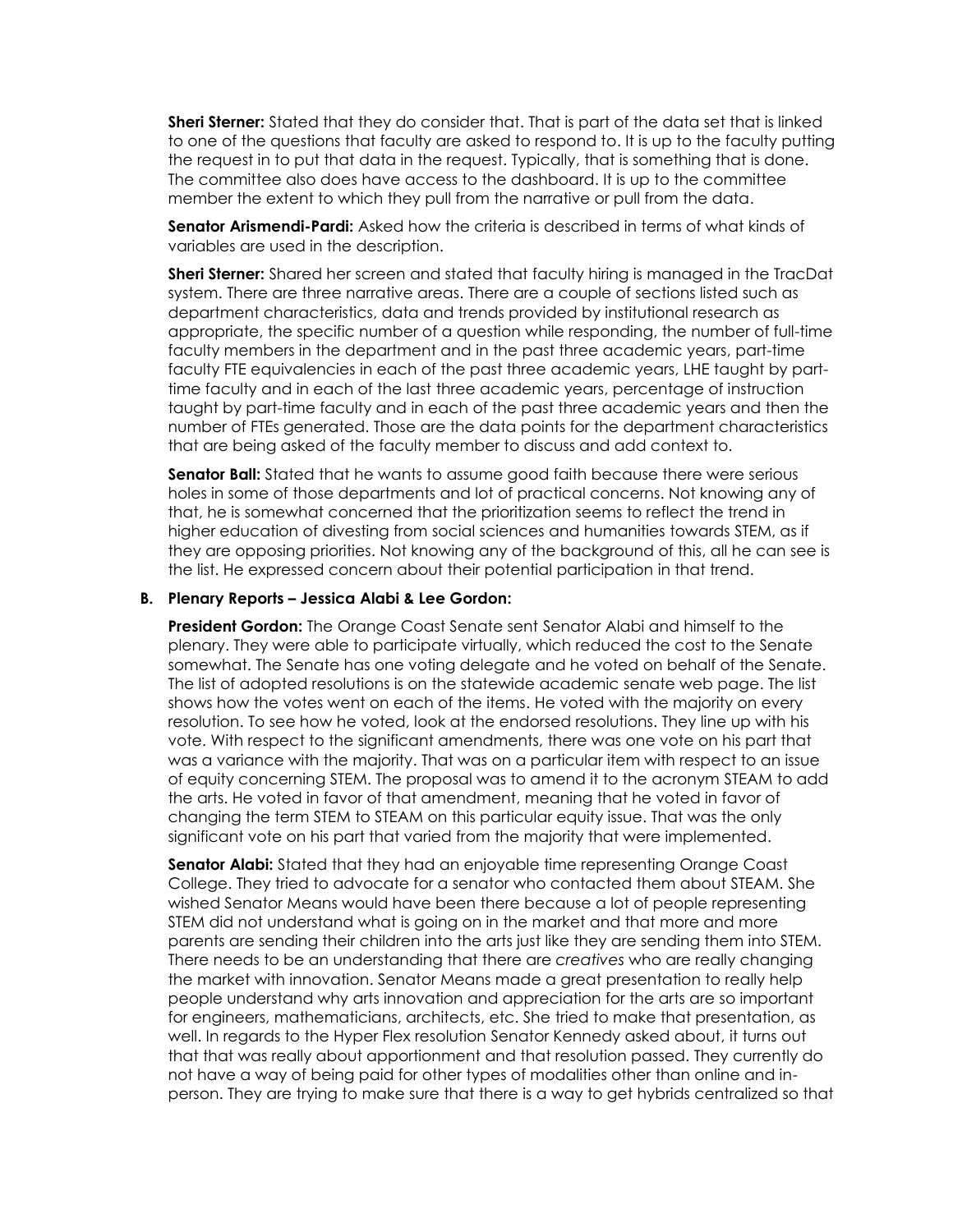**Sheri Sterner:** Stated that they do consider that. That is part of the data set that is linked to one of the questions that faculty are asked to respond to. It is up to the faculty putting the request in to put that data in the request. Typically, that is something that is done. The committee also does have access to the dashboard. It is up to the committee member the extent to which they pull from the narrative or pull from the data.

**Senator Arismendi-Pardi:** Asked how the criteria is described in terms of what kinds of variables are used in the description.

**Sheri Sterner:** Shared her screen and stated that faculty hiring is managed in the TracDat system. There are three narrative areas. There are a couple of sections listed such as department characteristics, data and trends provided by institutional research as appropriate, the specific number of a question while responding, the number of full-time faculty members in the department and in the past three academic years, part-time faculty FTE equivalencies in each of the past three academic years, LHE taught by part-time faculty and in each of the last three academic years, percentage of instruction taught by part-time faculty and in each of the past three academic years and then the number of FTEs generated. Those are the data points for the department characteristics that are being asked of the faculty member to discuss and add context to.

**Senator Ball:** Stated that he wants to assume good faith because there were serious holes in some of those departments and lot of practical concerns. Not knowing any of that, he is somewhat concerned that the prioritization seems to reflect the trend in higher education of divesting from social sciences and humanities towards STEM, as if they are opposing priorities. Not knowing any of the background of this, all he can see is the list. He expressed concern about their potential participation in that trend.

**B. Plenary Reports – Jessica Alabi & Lee Gordon:**

**President Gordon:** The Orange Coast Senate sent Senator Alabi and himself to the plenary. They were able to participate virtually, which reduced the cost to the Senate somewhat. The Senate has one voting delegate and he voted on behalf of the Senate. The list of adopted resolutions is on the statewide academic senate web page. The list shows how the votes went on each of the items. He voted with the majority on every resolution. To see how he voted, look at the endorsed resolutions. They line up with his vote. With respect to the significant amendments, there was one vote on his part that was a variance with the majority. That was on a particular item with respect to an issue of equity concerning STEM. The proposal was to amend it to the acronym STEAM to add the arts. He voted in favor of that amendment, meaning that he voted in favor of changing the term STEM to STEAM on this particular equity issue. That was the only significant vote on his part that varied from the majority that were implemented.

**Senator Alabi:** Stated that they had an enjoyable time representing Orange Coast College. They tried to advocate for a senator who contacted them about STEAM. She wished Senator Means would have been there because a lot of people representing STEM did not understand what is going on in the market and that more and more parents are sending their children into the arts just like they are sending them into STEM. There needs to be an understanding that there are *creatives* who are really changing the market with innovation. Senator Means made a great presentation to really help people understand why arts innovation and appreciation for the arts are so important for engineers, mathematicians, architects, etc. She tried to make that presentation, as well. In regards to the Hyper Flex resolution Senator Kennedy asked about, it turns out that that was really about apportionment and that resolution passed. They currently do not have a way of being paid for other types of modalities other than online and in-person. They are trying to make sure that there is a way to get hybrids centralized so that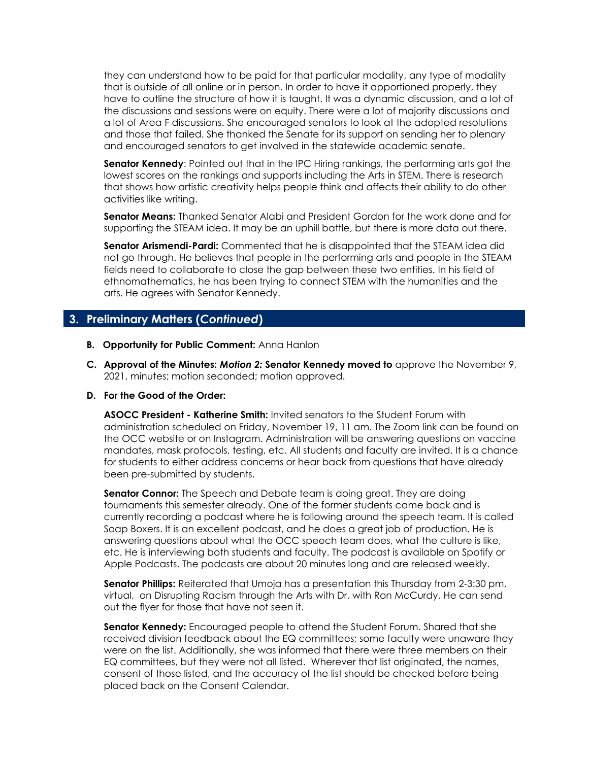they can understand how to be paid for that particular modality, any type of modality that is outside of all online or in person. In order to have it apportioned properly, they have to outline the structure of how it is taught. It was a dynamic discussion, and a lot of the discussions and sessions were on equity. There were a lot of majority discussions and a lot of Area F discussions. She encouraged senators to look at the adopted resolutions and those that failed. She thanked the Senate for its support on sending her to plenary and encouraged senators to get involved in the statewide academic senate.

**Senator Kennedy**: Pointed out that in the IPC Hiring rankings, the performing arts got the lowest scores on the rankings and supports including the Arts in STEM. There is research that shows how artistic creativity helps people think and affects their ability to do other activities like writing.

**Senator Means:** Thanked Senator Alabi and President Gordon for the work done and for supporting the STEAM idea. It may be an uphill battle, but there is more data out there.

**Senator Arismendi-Pardi:** Commented that he is disappointed that the STEAM idea did not go through. He believes that people in the performing arts and people in the STEAM fields need to collaborate to close the gap between these two entities. In his field of ethnomathematics, he has been trying to connect STEM with the humanities and the arts. He agrees with Senator Kennedy.

## 3. Preliminary Matters (*Continued*)

**B. Opportunity for Public Comment:** Anna Hanlon

**C. Approval of the Minutes:** ***Motion 2:*** **Senator Kennedy moved to** approve the November 9, 2021, minutes; motion seconded; motion approved.

**D. For the Good of the Order:**

**ASOCC President - Katherine Smith:** Invited senators to the Student Forum with administration scheduled on Friday, November 19, 11 am. The Zoom link can be found on the OCC website or on Instagram. Administration will be answering questions on vaccine mandates, mask protocols, testing, etc. All students and faculty are invited. It is a chance for students to either address concerns or hear back from questions that have already been pre-submitted by students.

**Senator Connor:** The Speech and Debate team is doing great. They are doing tournaments this semester already. One of the former students came back and is currently recording a podcast where he is following around the speech team. It is called Soap Boxers. It is an excellent podcast, and he does a great job of production. He is answering questions about what the OCC speech team does, what the culture is like, etc. He is interviewing both students and faculty. The podcast is available on Spotify or Apple Podcasts. The podcasts are about 20 minutes long and are released weekly.

**Senator Phillips:** Reiterated that Umoja has a presentation this Thursday from 2-3:30 pm, virtual, on Disrupting Racism through the Arts with Dr. with Ron McCurdy. He can send out the flyer for those that have not seen it.

**Senator Kennedy:** Encouraged people to attend the Student Forum. Shared that she received division feedback about the EQ committees; some faculty were unaware they were on the list. Additionally, she was informed that there were three members on their EQ committees, but they were not all listed. Wherever that list originated, the names, consent of those listed, and the accuracy of the list should be checked before being placed back on the Consent Calendar.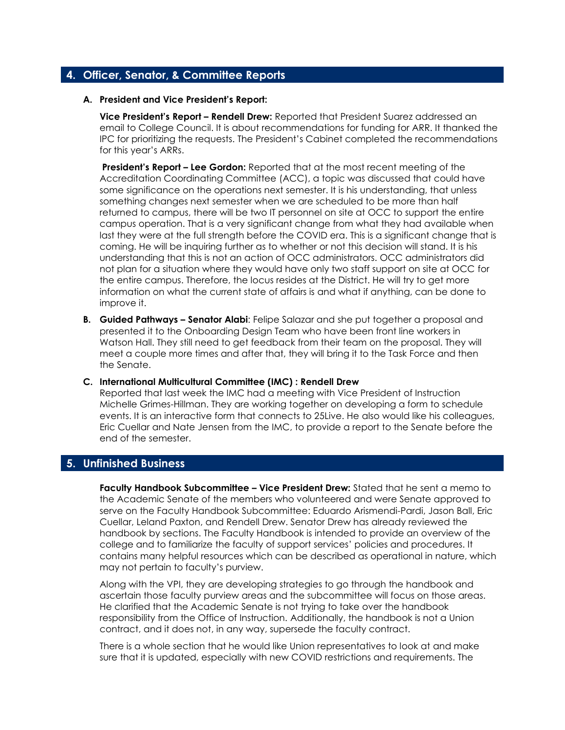## 4. Officer, Senator, & Committee Reports

**A. President and Vice President's Report:**

**Vice President's Report – Rendell Drew:** Reported that President Suarez addressed an email to College Council. It is about recommendations for funding for ARR. It thanked the IPC for prioritizing the requests. The President's Cabinet completed the recommendations for this year's ARRs.

**President's Report – Lee Gordon:** Reported that at the most recent meeting of the Accreditation Coordinating Committee (ACC), a topic was discussed that could have some significance on the operations next semester. It is his understanding, that unless something changes next semester when we are scheduled to be more than half returned to campus, there will be two IT personnel on site at OCC to support the entire campus operation. That is a very significant change from what they had available when last they were at the full strength before the COVID era. This is a significant change that is coming. He will be inquiring further as to whether or not this decision will stand. It is his understanding that this is not an action of OCC administrators. OCC administrators did not plan for a situation where they would have only two staff support on site at OCC for the entire campus. Therefore, the locus resides at the District. He will try to get more information on what the current state of affairs is and what if anything, can be done to improve it.

**B. Guided Pathways – Senator Alabi**: Felipe Salazar and she put together a proposal and presented it to the Onboarding Design Team who have been front line workers in Watson Hall. They still need to get feedback from their team on the proposal. They will meet a couple more times and after that, they will bring it to the Task Force and then the Senate.

**C. International Multicultural Committee (IMC) : Rendell Drew**
Reported that last week the IMC had a meeting with Vice President of Instruction Michelle Grimes-Hillman. They are working together on developing a form to schedule events. It is an interactive form that connects to 25Live. He also would like his colleagues, Eric Cuellar and Nate Jensen from the IMC, to provide a report to the Senate before the end of the semester.

## 5. Unfinished Business

**Faculty Handbook Subcommittee – Vice President Drew:** Stated that he sent a memo to the Academic Senate of the members who volunteered and were Senate approved to serve on the Faculty Handbook Subcommittee: Eduardo Arismendi-Pardi, Jason Ball, Eric Cuellar, Leland Paxton, and Rendell Drew. Senator Drew has already reviewed the handbook by sections. The Faculty Handbook is intended to provide an overview of the college and to familiarize the faculty of support services' policies and procedures. It contains many helpful resources which can be described as operational in nature, which may not pertain to faculty's purview.

Along with the VPI, they are developing strategies to go through the handbook and ascertain those faculty purview areas and the subcommittee will focus on those areas. He clarified that the Academic Senate is not trying to take over the handbook responsibility from the Office of Instruction. Additionally, the handbook is not a Union contract, and it does not, in any way, supersede the faculty contract.

There is a whole section that he would like Union representatives to look at and make sure that it is updated, especially with new COVID restrictions and requirements. The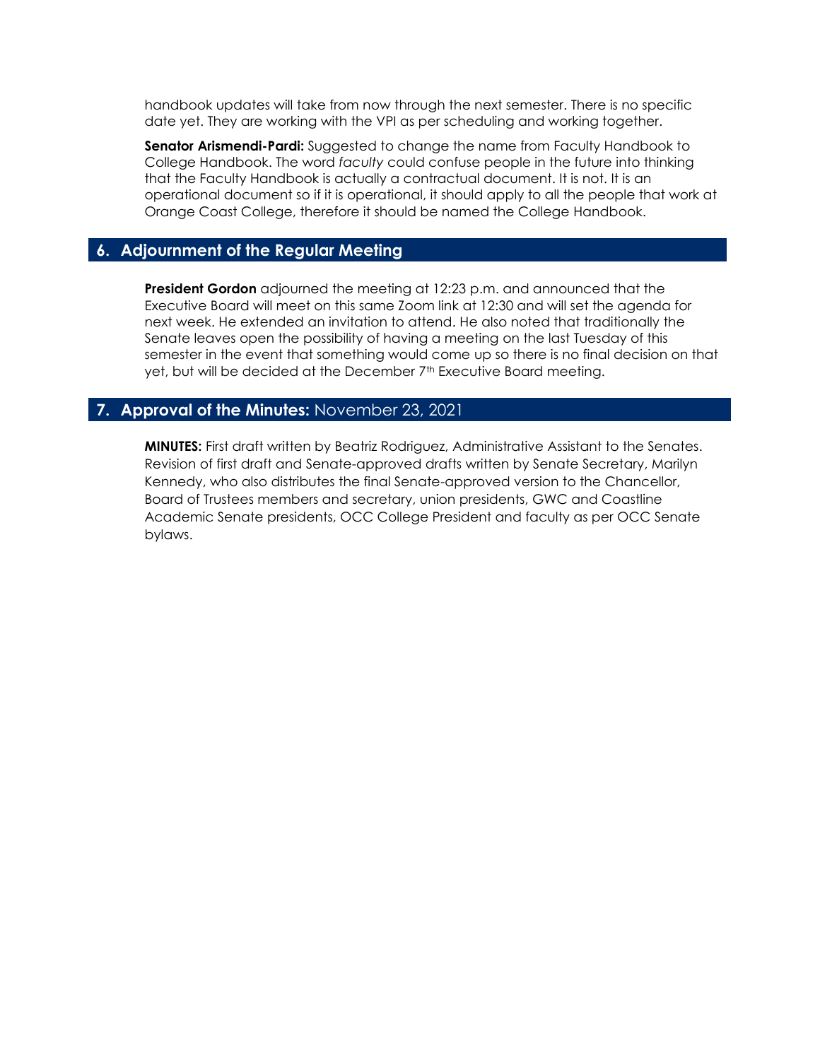handbook updates will take from now through the next semester. There is no specific date yet. They are working with the VPI as per scheduling and working together.

**Senator Arismendi-Pardi:** Suggested to change the name from Faculty Handbook to College Handbook. The word *faculty* could confuse people in the future into thinking that the Faculty Handbook is actually a contractual document. It is not. It is an operational document so if it is operational, it should apply to all the people that work at Orange Coast College, therefore it should be named the College Handbook.

## 6. Adjournment of the Regular Meeting

**President Gordon** adjourned the meeting at 12:23 p.m. and announced that the Executive Board will meet on this same Zoom link at 12:30 and will set the agenda for next week. He extended an invitation to attend. He also noted that traditionally the Senate leaves open the possibility of having a meeting on the last Tuesday of this semester in the event that something would come up so there is no final decision on that yet, but will be decided at the December 7th Executive Board meeting.

## 7. Approval of the Minutes: November 23, 2021

**MINUTES:** First draft written by Beatriz Rodriguez, Administrative Assistant to the Senates. Revision of first draft and Senate-approved drafts written by Senate Secretary, Marilyn Kennedy, who also distributes the final Senate-approved version to the Chancellor, Board of Trustees members and secretary, union presidents, GWC and Coastline Academic Senate presidents, OCC College President and faculty as per OCC Senate bylaws.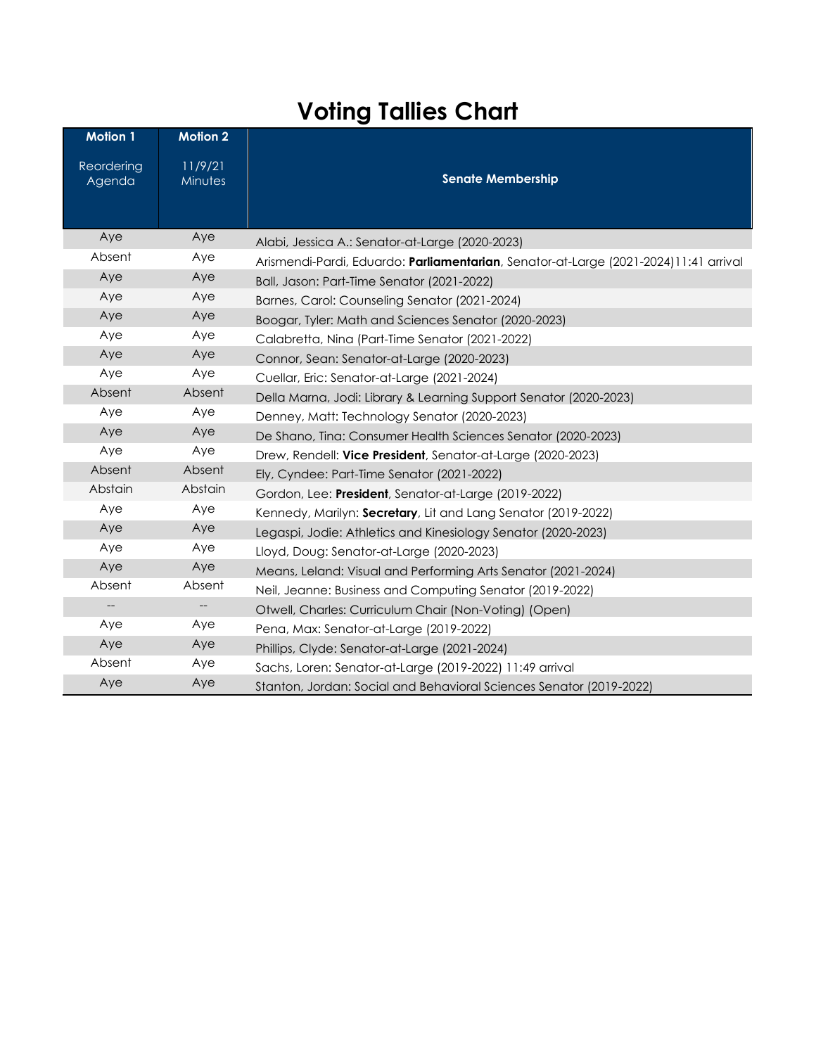# Voting Tallies Chart

| Motion 1<br>Reordering Agenda | Motion 2<br>11/9/21 Minutes | Senate Membership |
|---|---|---|
| Aye | Aye | Alabi, Jessica A.: Senator-at-Large (2020-2023) |
| Absent | Aye | Arismendi-Pardi, Eduardo: **Parliamentarian**, Senator-at-Large (2021-2024)11:41 arrival |
| Aye | Aye | Ball, Jason: Part-Time Senator (2021-2022) |
| Aye | Aye | Barnes, Carol: Counseling Senator (2021-2024) |
| Aye | Aye | Boogar, Tyler: Math and Sciences Senator (2020-2023) |
| Aye | Aye | Calabretta, Nina (Part-Time Senator (2021-2022) |
| Aye | Aye | Connor, Sean: Senator-at-Large (2020-2023) |
| Aye | Aye | Cuellar, Eric: Senator-at-Large (2021-2024) |
| Absent | Absent | Della Marna, Jodi: Library & Learning Support Senator (2020-2023) |
| Aye | Aye | Denney, Matt: Technology Senator (2020-2023) |
| Aye | Aye | De Shano, Tina: Consumer Health Sciences Senator (2020-2023) |
| Aye | Aye | Drew, Rendell: **Vice President**, Senator-at-Large (2020-2023) |
| Absent | Absent | Ely, Cyndee: Part-Time Senator (2021-2022) |
| Abstain | Abstain | Gordon, Lee: **President**, Senator-at-Large (2019-2022) |
| Aye | Aye | Kennedy, Marilyn: **Secretary**, Lit and Lang Senator (2019-2022) |
| Aye | Aye | Legaspi, Jodie: Athletics and Kinesiology Senator (2020-2023) |
| Aye | Aye | Lloyd, Doug: Senator-at-Large (2020-2023) |
| Aye | Aye | Means, Leland: Visual and Performing Arts Senator (2021-2024) |
| Absent | Absent | Neil, Jeanne: Business and Computing Senator (2019-2022) |
| -- | -- | Otwell, Charles: Curriculum Chair (Non-Voting) (Open) |
| Aye | Aye | Pena, Max: Senator-at-Large (2019-2022) |
| Aye | Aye | Phillips, Clyde: Senator-at-Large (2021-2024) |
| Absent | Aye | Sachs, Loren: Senator-at-Large (2019-2022) 11:49 arrival |
| Aye | Aye | Stanton, Jordan: Social and Behavioral Sciences Senator (2019-2022) |